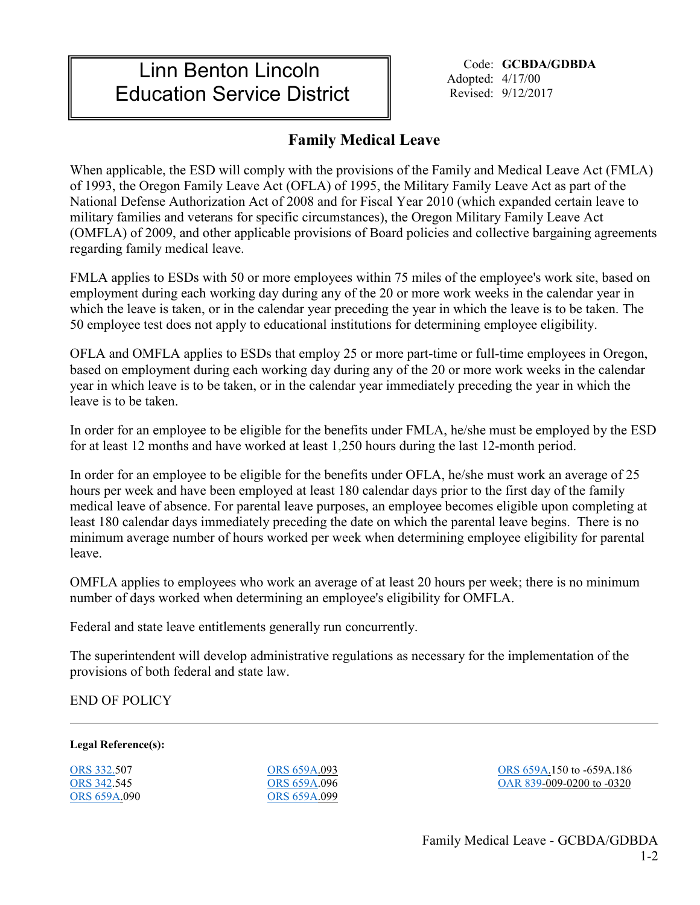# Linn Benton Lincoln Education Service District

Code: **GCBDA/GDBDA**
Adopted: 4/17/00
Revised: 9/12/2017

## Family Medical Leave

When applicable, the ESD will comply with the provisions of the Family and Medical Leave Act (FMLA) of 1993, the Oregon Family Leave Act (OFLA) of 1995, the Military Family Leave Act as part of the National Defense Authorization Act of 2008 and for Fiscal Year 2010 (which expanded certain leave to military families and veterans for specific circumstances), the Oregon Military Family Leave Act (OMFLA) of 2009, and other applicable provisions of Board policies and collective bargaining agreements regarding family medical leave.

FMLA applies to ESDs with 50 or more employees within 75 miles of the employee's work site, based on employment during each working day during any of the 20 or more work weeks in the calendar year in which the leave is taken, or in the calendar year preceding the year in which the leave is to be taken. The 50 employee test does not apply to educational institutions for determining employee eligibility.

OFLA and OMFLA applies to ESDs that employ 25 or more part-time or full-time employees in Oregon, based on employment during each working day during any of the 20 or more work weeks in the calendar year in which leave is to be taken, or in the calendar year immediately preceding the year in which the leave is to be taken.

In order for an employee to be eligible for the benefits under FMLA, he/she must be employed by the ESD for at least 12 months and have worked at least 1,250 hours during the last 12-month period.

In order for an employee to be eligible for the benefits under OFLA, he/she must work an average of 25 hours per week and have been employed at least 180 calendar days prior to the first day of the family medical leave of absence. For parental leave purposes, an employee becomes eligible upon completing at least 180 calendar days immediately preceding the date on which the parental leave begins. There is no minimum average number of hours worked per week when determining employee eligibility for parental leave.

OMFLA applies to employees who work an average of at least 20 hours per week; there is no minimum number of days worked when determining an employee's eligibility for OMFLA.

Federal and state leave entitlements generally run concurrently.

The superintendent will develop administrative regulations as necessary for the implementation of the provisions of both federal and state law.

END OF POLICY

---

**Legal Reference(s):**

ORS 332.507
ORS 342.545
ORS 659A.090
ORS 659A.093
ORS 659A.096
ORS 659A.099
ORS 659A.150 to -659A.186
OAR 839-009-0200 to -0320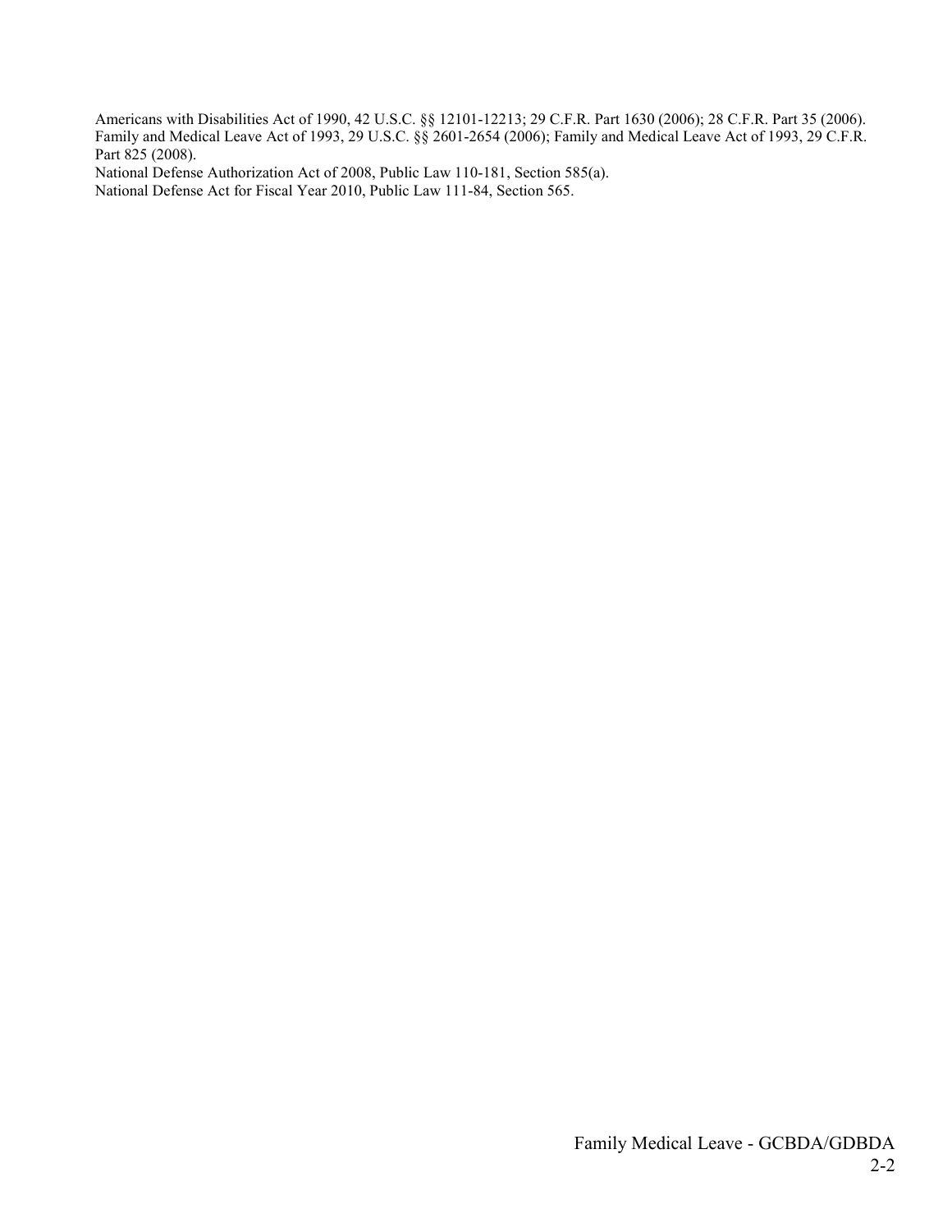Americans with Disabilities Act of 1990, 42 U.S.C. §§ 12101-12213; 29 C.F.R. Part 1630 (2006); 28 C.F.R. Part 35 (2006).
Family and Medical Leave Act of 1993, 29 U.S.C. §§ 2601-2654 (2006); Family and Medical Leave Act of 1993, 29 C.F.R. Part 825 (2008).
National Defense Authorization Act of 2008, Public Law 110-181, Section 585(a).
National Defense Act for Fiscal Year 2010, Public Law 111-84, Section 565.